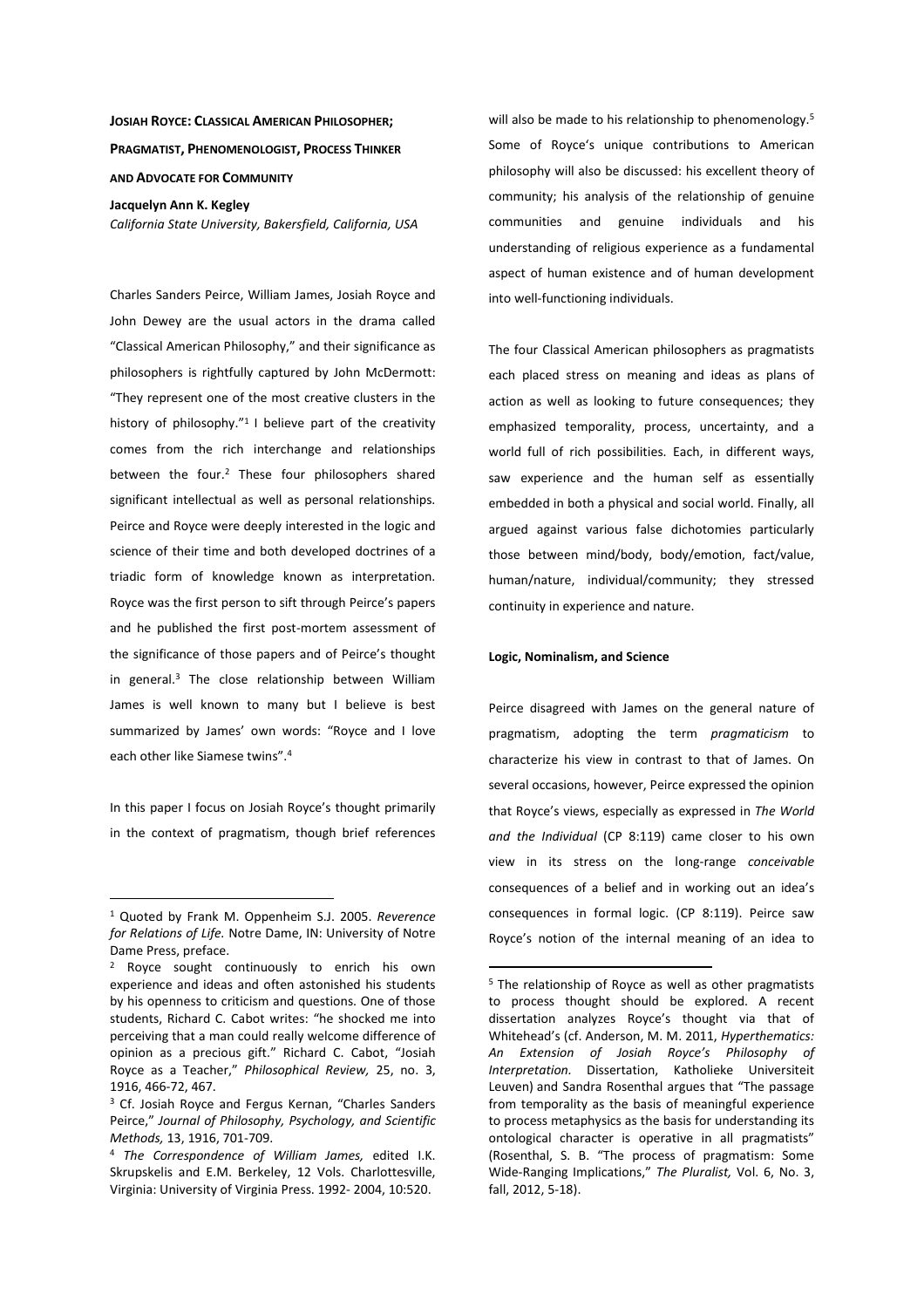# JOSIAH ROYCE: CLASSICAL AMERICAN PHILOSOPHER; PRAGMATIST, PHENOMENOLOGIST, PROCESS THINKER AND ADVOCATE FOR COMMUNITY

**Jacquelyn Ann K. Kegley**
*California State University, Bakersfield, California, USA*

Charles Sanders Peirce, William James, Josiah Royce and John Dewey are the usual actors in the drama called "Classical American Philosophy," and their significance as philosophers is rightfully captured by John McDermott: "They represent one of the most creative clusters in the history of philosophy."[1] I believe part of the creativity comes from the rich interchange and relationships between the four.[2] These four philosophers shared significant intellectual as well as personal relationships. Peirce and Royce were deeply interested in the logic and science of their time and both developed doctrines of a triadic form of knowledge known as interpretation. Royce was the first person to sift through Peirce's papers and he published the first post-mortem assessment of the significance of those papers and of Peirce's thought in general.[3] The close relationship between William James is well known to many but I believe is best summarized by James' own words: "Royce and I love each other like Siamese twins".[4]

In this paper I focus on Josiah Royce's thought primarily in the context of pragmatism, though brief references will also be made to his relationship to phenomenology.[5] Some of Royce's unique contributions to American philosophy will also be discussed: his excellent theory of community; his analysis of the relationship of genuine communities and genuine individuals and his understanding of religious experience as a fundamental aspect of human existence and of human development into well-functioning individuals.

The four Classical American philosophers as pragmatists each placed stress on meaning and ideas as plans of action as well as looking to future consequences; they emphasized temporality, process, uncertainty, and a world full of rich possibilities. Each, in different ways, saw experience and the human self as essentially embedded in both a physical and social world. Finally, all argued against various false dichotomies particularly those between mind/body, body/emotion, fact/value, human/nature, individual/community; they stressed continuity in experience and nature.

### Logic, Nominalism, and Science

Peirce disagreed with James on the general nature of pragmatism, adopting the term *pragmaticism* to characterize his view in contrast to that of James. On several occasions, however, Peirce expressed the opinion that Royce's views, especially as expressed in *The World and the Individual* (CP 8:119) came closer to his own view in its stress on the long-range *conceivable* consequences of a belief and in working out an idea's consequences in formal logic. (CP 8:119). Peirce saw Royce's notion of the internal meaning of an idea to

---

[1] Quoted by Frank M. Oppenheim S.J. 2005. *Reverence for Relations of Life.* Notre Dame, IN: University of Notre Dame Press, preface.

[2] Royce sought continuously to enrich his own experience and ideas and often astonished his students by his openness to criticism and questions. One of those students, Richard C. Cabot writes: "he shocked me into perceiving that a man could really welcome difference of opinion as a precious gift." Richard C. Cabot, "Josiah Royce as a Teacher," *Philosophical Review,* 25, no. 3, 1916, 466-72, 467.

[3] Cf. Josiah Royce and Fergus Kernan, "Charles Sanders Peirce," *Journal of Philosophy, Psychology, and Scientific Methods,* 13, 1916, 701-709.

[4] *The Correspondence of William James,* edited I.K. Skrupskelis and E.M. Berkeley, 12 Vols. Charlottesville, Virginia: University of Virginia Press. 1992- 2004, 10:520.

[5] The relationship of Royce as well as other pragmatists to process thought should be explored. A recent dissertation analyzes Royce's thought via that of Whitehead's (cf. Anderson, M. M. 2011, *Hyperthematics: An Extension of Josiah Royce's Philosophy of Interpretation.* Dissertation, Katholieke Universiteit Leuven) and Sandra Rosenthal argues that "The passage from temporality as the basis of meaningful experience to process metaphysics as the basis for understanding its ontological character is operative in all pragmatists" (Rosenthal, S. B. "The process of pragmatism: Some Wide-Ranging Implications," *The Pluralist,* Vol. 6, No. 3, fall, 2012, 5-18).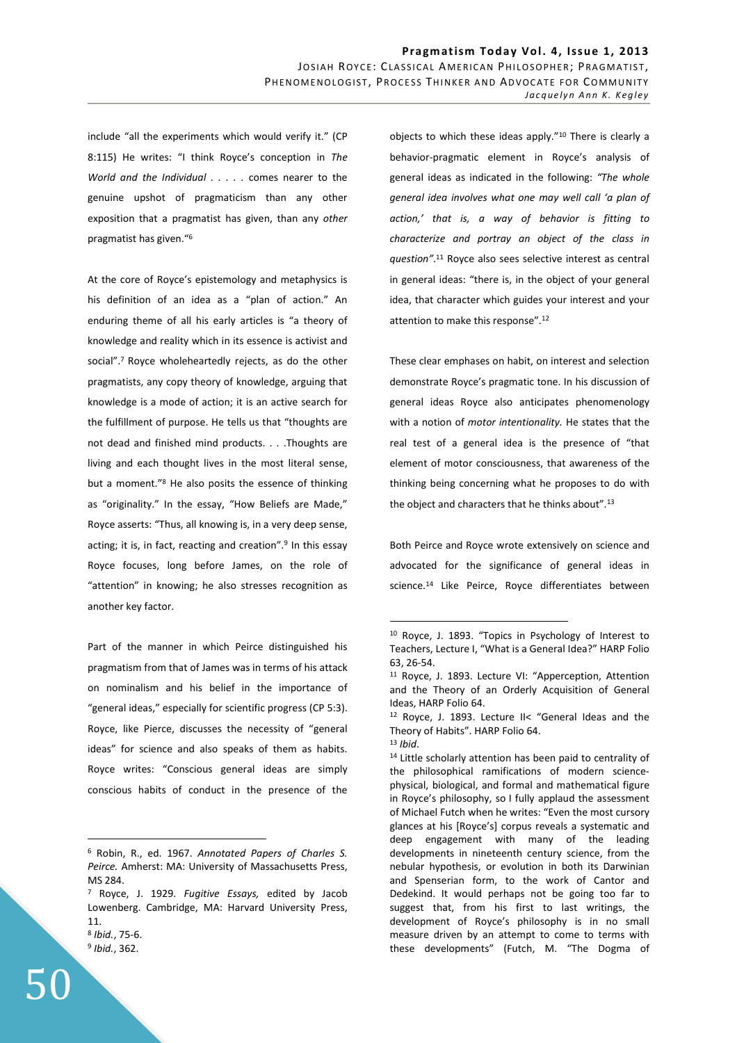include "all the experiments which would verify it." (CP 8:115) He writes: "I think Royce's conception in *The World and the Individual* . . . . . comes nearer to the genuine upshot of pragmaticism than any other exposition that a pragmatist has given, than any *other* pragmatist has given."[6]

At the core of Royce's epistemology and metaphysics is his definition of an idea as a "plan of action." An enduring theme of all his early articles is "a theory of knowledge and reality which in its essence is activist and social".[7] Royce wholeheartedly rejects, as do the other pragmatists, any copy theory of knowledge, arguing that knowledge is a mode of action; it is an active search for the fulfillment of purpose. He tells us that "thoughts are not dead and finished mind products. . . .Thoughts are living and each thought lives in the most literal sense, but a moment."[8] He also posits the essence of thinking as "originality." In the essay, "How Beliefs are Made," Royce asserts: "Thus, all knowing is, in a very deep sense, acting; it is, in fact, reacting and creation".[9] In this essay Royce focuses, long before James, on the role of "attention" in knowing; he also stresses recognition as another key factor.

Part of the manner in which Peirce distinguished his pragmatism from that of James was in terms of his attack on nominalism and his belief in the importance of "general ideas," especially for scientific progress (CP 5:3). Royce, like Pierce, discusses the necessity of "general ideas" for science and also speaks of them as habits. Royce writes: "Conscious general ideas are simply conscious habits of conduct in the presence of the objects to which these ideas apply."[10] There is clearly a behavior-pragmatic element in Royce's analysis of general ideas as indicated in the following: *"The whole general idea involves what one may well call 'a plan of action,' that is, a way of behavior is fitting to characterize and portray an object of the class in question"*.[11] Royce also sees selective interest as central in general ideas: "there is, in the object of your general idea, that character which guides your interest and your attention to make this response".[12]

These clear emphases on habit, on interest and selection demonstrate Royce's pragmatic tone. In his discussion of general ideas Royce also anticipates phenomenology with a notion of *motor intentionality.* He states that the real test of a general idea is the presence of "that element of motor consciousness, that awareness of the thinking being concerning what he proposes to do with the object and characters that he thinks about".[13]

Both Peirce and Royce wrote extensively on science and advocated for the significance of general ideas in science.[14] Like Peirce, Royce differentiates between

---

[6] Robin, R., ed. 1967. *Annotated Papers of Charles S. Peirce.* Amherst: MA: University of Massachusetts Press, MS 284.

[7] Royce, J. 1929. *Fugitive Essays,* edited by Jacob Lowenberg. Cambridge, MA: Harvard University Press, 11.

[8] *Ibid.*, 75-6.

[9] *Ibid.*, 362.

[10] Royce, J. 1893. "Topics in Psychology of Interest to Teachers, Lecture I, "What is a General Idea?" HARP Folio 63, 26-54.

[11] Royce, J. 1893. Lecture VI: "Apperception, Attention and the Theory of an Orderly Acquisition of General Ideas, HARP Folio 64.

[12] Royce, J. 1893. Lecture II< "General Ideas and the Theory of Habits". HARP Folio 64.

[13] *Ibid*.

[14] Little scholarly attention has been paid to centrality of the philosophical ramifications of modern science-physical, biological, and formal and mathematical figure in Royce's philosophy, so I fully applaud the assessment of Michael Futch when he writes: "Even the most cursory glances at his [Royce's] corpus reveals a systematic and deep engagement with many of the leading developments in nineteenth century science, from the nebular hypothesis, or evolution in both its Darwinian and Spenserian form, to the work of Cantor and Dedekind. It would perhaps not be going too far to suggest that, from his first to last writings, the development of Royce's philosophy is in no small measure driven by an attempt to come to terms with these developments" (Futch, M. "The Dogma of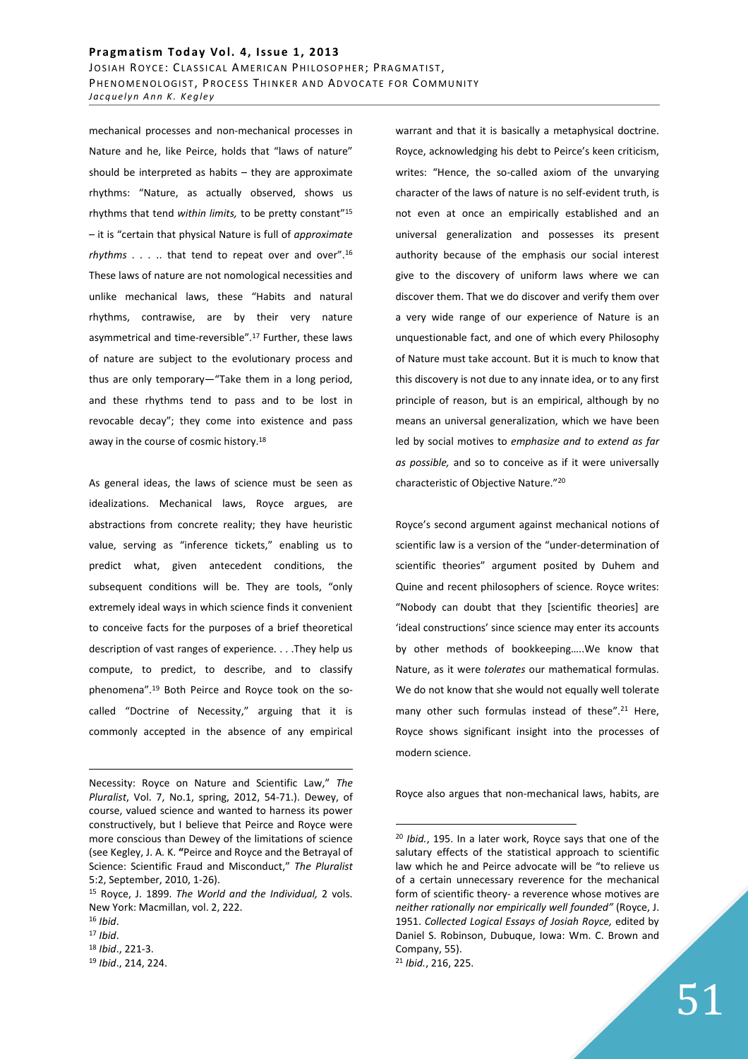mechanical processes and non-mechanical processes in Nature and he, like Peirce, holds that "laws of nature" should be interpreted as habits – they are approximate rhythms: "Nature, as actually observed, shows us rhythms that tend *within limits,* to be pretty constant"[15] – it is "certain that physical Nature is full of *approximate rhythms* . . . .. that tend to repeat over and over".[16] These laws of nature are not nomological necessities and unlike mechanical laws, these "Habits and natural rhythms, contrawise, are by their very nature asymmetrical and time-reversible".[17] Further, these laws of nature are subject to the evolutionary process and thus are only temporary—"Take them in a long period, and these rhythms tend to pass and to be lost in revocable decay"; they come into existence and pass away in the course of cosmic history.[18]

As general ideas, the laws of science must be seen as idealizations. Mechanical laws, Royce argues, are abstractions from concrete reality; they have heuristic value, serving as "inference tickets," enabling us to predict what, given antecedent conditions, the subsequent conditions will be. They are tools, "only extremely ideal ways in which science finds it convenient to conceive facts for the purposes of a brief theoretical description of vast ranges of experience. . . .They help us compute, to predict, to describe, and to classify phenomena".[19] Both Peirce and Royce took on the so-called "Doctrine of Necessity," arguing that it is commonly accepted in the absence of any empirical warrant and that it is basically a metaphysical doctrine. Royce, acknowledging his debt to Peirce's keen criticism, writes: "Hence, the so-called axiom of the unvarying character of the laws of nature is no self-evident truth, is not even at once an empirically established and an universal generalization and possesses its present authority because of the emphasis our social interest give to the discovery of uniform laws where we can discover them. That we do discover and verify them over a very wide range of our experience of Nature is an unquestionable fact, and one of which every Philosophy of Nature must take account. But it is much to know that this discovery is not due to any innate idea, or to any first principle of reason, but is an empirical, although by no means an universal generalization, which we have been led by social motives to *emphasize and to extend as far as possible,* and so to conceive as if it were universally characteristic of Objective Nature."[20]

Royce's second argument against mechanical notions of scientific law is a version of the "under-determination of scientific theories" argument posited by Duhem and Quine and recent philosophers of science. Royce writes: "Nobody can doubt that they [scientific theories] are 'ideal constructions' since science may enter its accounts by other methods of bookkeeping…..We know that Nature, as it were *tolerates* our mathematical formulas. We do not know that she would not equally well tolerate many other such formulas instead of these".[21] Here, Royce shows significant insight into the processes of modern science.

Royce also argues that non-mechanical laws, habits, are

---

Necessity: Royce on Nature and Scientific Law," *The Pluralist*, Vol. 7, No.1, spring, 2012, 54-71.). Dewey, of course, valued science and wanted to harness its power constructively, but I believe that Peirce and Royce were more conscious than Dewey of the limitations of science (see Kegley, J. A. K. **"**Peirce and Royce and the Betrayal of Science: Scientific Fraud and Misconduct," *The Pluralist* 5:2, September, 2010, 1-26).

[15] Royce, J. 1899. *The World and the Individual,* 2 vols. New York: Macmillan, vol. 2, 222.

[16] *Ibid*.

[17] *Ibid*.

[18] *Ibid*., 221-3.

[19] *Ibid*., 214, 224.

[20] *Ibid.*, 195. In a later work, Royce says that one of the salutary effects of the statistical approach to scientific law which he and Peirce advocate will be "to relieve us of a certain unnecessary reverence for the mechanical form of scientific theory- a reverence whose motives are *neither rationally nor empirically well founded"* (Royce, J. 1951. *Collected Logical Essays of Josiah Royce,* edited by Daniel S. Robinson, Dubuque, Iowa: Wm. C. Brown and Company, 55).

[21] *Ibid.*, 216, 225.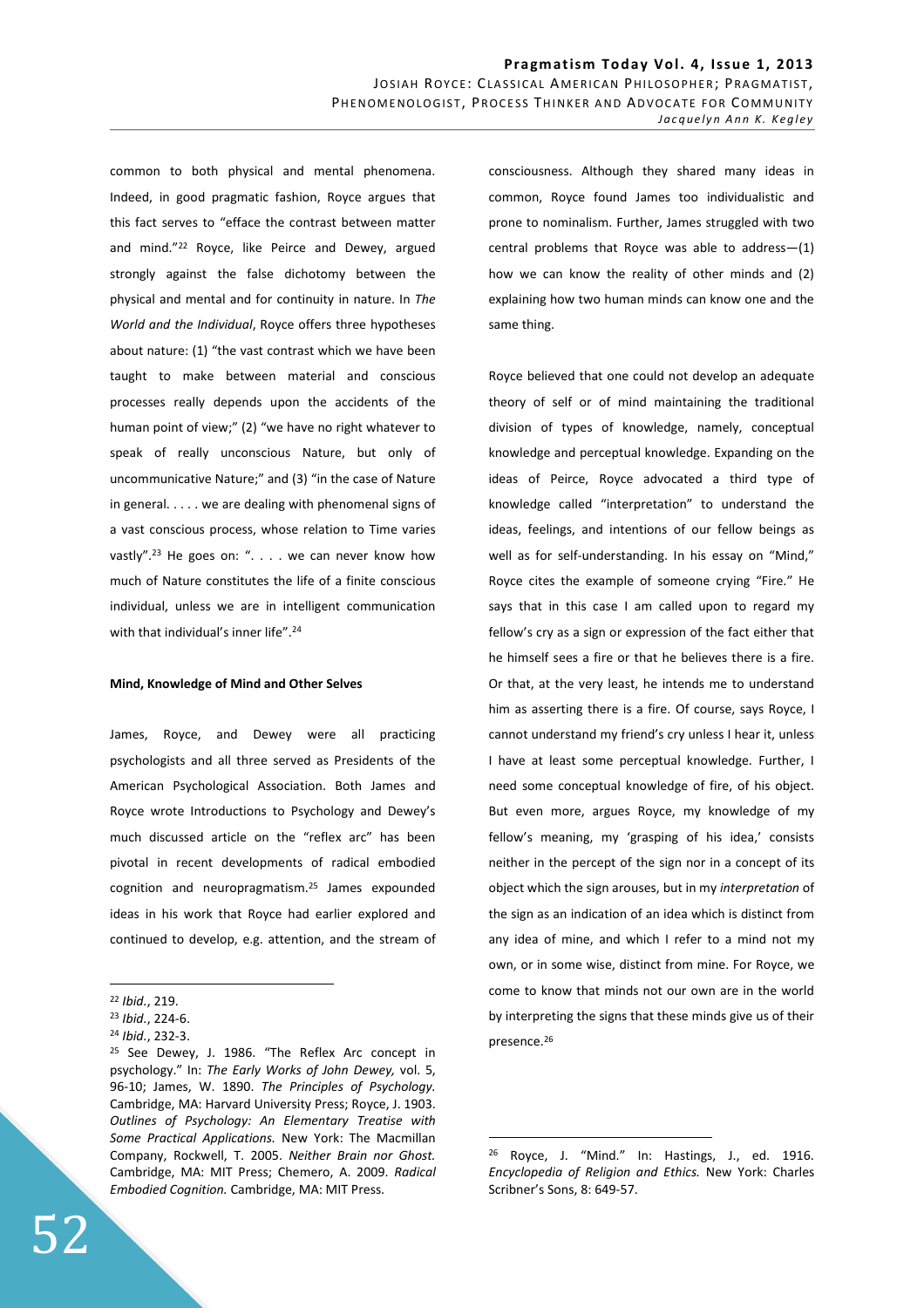common to both physical and mental phenomena. Indeed, in good pragmatic fashion, Royce argues that this fact serves to "efface the contrast between matter and mind."[22] Royce, like Peirce and Dewey, argued strongly against the false dichotomy between the physical and mental and for continuity in nature. In *The World and the Individual*, Royce offers three hypotheses about nature: (1) "the vast contrast which we have been taught to make between material and conscious processes really depends upon the accidents of the human point of view;" (2) "we have no right whatever to speak of really unconscious Nature, but only of uncommunicative Nature;" and (3) "in the case of Nature in general. . . . . we are dealing with phenomenal signs of a vast conscious process, whose relation to Time varies vastly".[23] He goes on: ". . . . we can never know how much of Nature constitutes the life of a finite conscious individual, unless we are in intelligent communication with that individual's inner life".[24]

**Mind, Knowledge of Mind and Other Selves**

James, Royce, and Dewey were all practicing psychologists and all three served as Presidents of the American Psychological Association. Both James and Royce wrote Introductions to Psychology and Dewey's much discussed article on the "reflex arc" has been pivotal in recent developments of radical embodied cognition and neuropragmatism.[25] James expounded ideas in his work that Royce had earlier explored and continued to develop, e.g. attention, and the stream of consciousness. Although they shared many ideas in common, Royce found James too individualistic and prone to nominalism. Further, James struggled with two central problems that Royce was able to address—(1) how we can know the reality of other minds and (2) explaining how two human minds can know one and the same thing.

Royce believed that one could not develop an adequate theory of self or of mind maintaining the traditional division of types of knowledge, namely, conceptual knowledge and perceptual knowledge. Expanding on the ideas of Peirce, Royce advocated a third type of knowledge called "interpretation" to understand the ideas, feelings, and intentions of our fellow beings as well as for self-understanding. In his essay on "Mind," Royce cites the example of someone crying "Fire." He says that in this case I am called upon to regard my fellow's cry as a sign or expression of the fact either that he himself sees a fire or that he believes there is a fire. Or that, at the very least, he intends me to understand him as asserting there is a fire. Of course, says Royce, I cannot understand my friend's cry unless I hear it, unless I have at least some perceptual knowledge. Further, I need some conceptual knowledge of fire, of his object. But even more, argues Royce, my knowledge of my fellow's meaning, my 'grasping of his idea,' consists neither in the percept of the sign nor in a concept of its object which the sign arouses, but in my *interpretation* of the sign as an indication of an idea which is distinct from any idea of mine, and which I refer to a mind not my own, or in some wise, distinct from mine. For Royce, we come to know that minds not our own are in the world by interpreting the signs that these minds give us of their presence.[26]

---

[22] *Ibid.*, 219.

[23] *Ibid.*, 224-6.

[24] *Ibid.*, 232-3.

[25] See Dewey, J. 1986. "The Reflex Arc concept in psychology." In: *The Early Works of John Dewey,* vol. 5, 96-10; James, W. 1890. *The Principles of Psychology.* Cambridge, MA: Harvard University Press; Royce, J. 1903. *Outlines of Psychology: An Elementary Treatise with Some Practical Applications.* New York: The Macmillan Company, Rockwell, T. 2005. *Neither Brain nor Ghost.* Cambridge, MA: MIT Press; Chemero, A. 2009. *Radical Embodied Cognition.* Cambridge, MA: MIT Press.

[26] Royce, J. "Mind." In: Hastings, J., ed. 1916. *Encyclopedia of Religion and Ethics.* New York: Charles Scribner's Sons, 8: 649-57.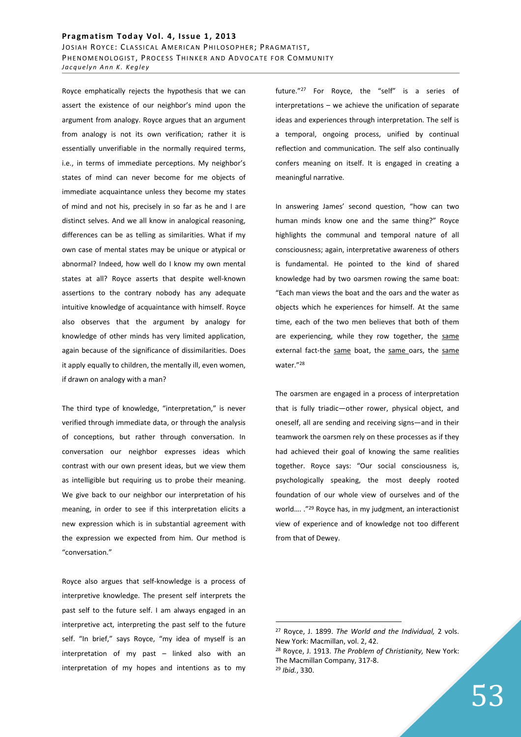Royce emphatically rejects the hypothesis that we can assert the existence of our neighbor's mind upon the argument from analogy. Royce argues that an argument from analogy is not its own verification; rather it is essentially unverifiable in the normally required terms, i.e., in terms of immediate perceptions. My neighbor's states of mind can never become for me objects of immediate acquaintance unless they become my states of mind and not his, precisely in so far as he and I are distinct selves. And we all know in analogical reasoning, differences can be as telling as similarities. What if my own case of mental states may be unique or atypical or abnormal? Indeed, how well do I know my own mental states at all? Royce asserts that despite well-known assertions to the contrary nobody has any adequate intuitive knowledge of acquaintance with himself. Royce also observes that the argument by analogy for knowledge of other minds has very limited application, again because of the significance of dissimilarities. Does it apply equally to children, the mentally ill, even women, if drawn on analogy with a man?

The third type of knowledge, "interpretation," is never verified through immediate data, or through the analysis of conceptions, but rather through conversation. In conversation our neighbor expresses ideas which contrast with our own present ideas, but we view them as intelligible but requiring us to probe their meaning. We give back to our neighbor our interpretation of his meaning, in order to see if this interpretation elicits a new expression which is in substantial agreement with the expression we expected from him. Our method is "conversation."

Royce also argues that self-knowledge is a process of interpretive knowledge. The present self interprets the past self to the future self. I am always engaged in an interpretive act, interpreting the past self to the future self. "In brief," says Royce, "my idea of myself is an interpretation of my past – linked also with an interpretation of my hopes and intentions as to my future."[27] For Royce, the "self" is a series of interpretations – we achieve the unification of separate ideas and experiences through interpretation. The self is a temporal, ongoing process, unified by continual reflection and communication. The self also continually confers meaning on itself. It is engaged in creating a meaningful narrative.

In answering James' second question, "how can two human minds know one and the same thing?" Royce highlights the communal and temporal nature of all consciousness; again, interpretative awareness of others is fundamental. He pointed to the kind of shared knowledge had by two oarsmen rowing the same boat: "Each man views the boat and the oars and the water as objects which he experiences for himself. At the same time, each of the two men believes that both of them are experiencing, while they row together, the <u>same</u> external fact-the <u>same</u> boat, the <u>same</u> oars, the <u>same</u> water."[28]

The oarsmen are engaged in a process of interpretation that is fully triadic—other rower, physical object, and oneself, all are sending and receiving signs—and in their teamwork the oarsmen rely on these processes as if they had achieved their goal of knowing the same realities together. Royce says: "Our social consciousness is, psychologically speaking, the most deeply rooted foundation of our whole view of ourselves and of the world…. ."[29] Royce has, in my judgment, an interactionist view of experience and of knowledge not too different from that of Dewey.

---

[27] Royce, J. 1899. *The World and the Individual,* 2 vols. New York: Macmillan, vol. 2, 42.

[28] Royce, J. 1913. *The Problem of Christianity,* New York: The Macmillan Company, 317-8.

[29] *Ibid.*, 330.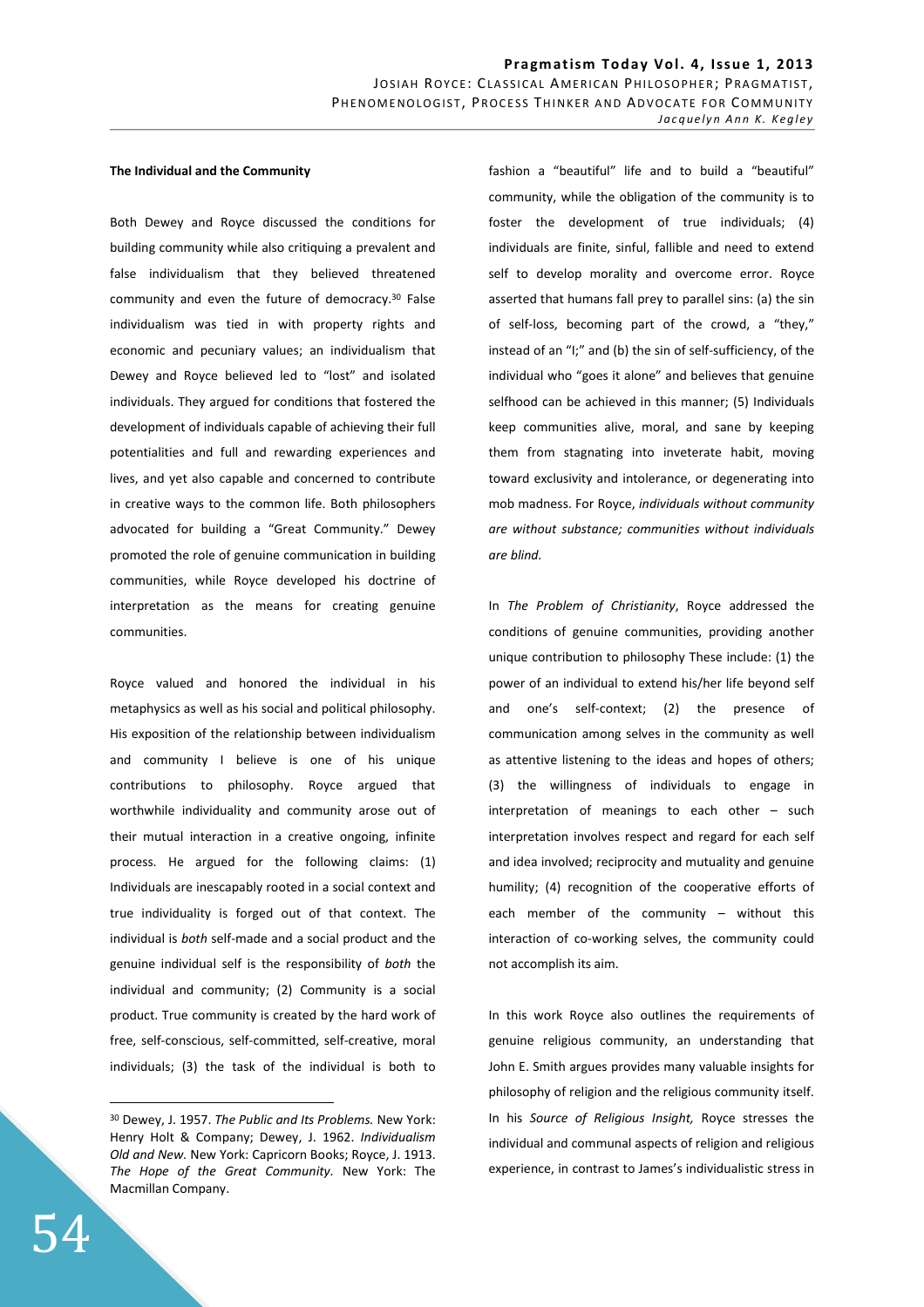**The Individual and the Community**

Both Dewey and Royce discussed the conditions for building community while also critiquing a prevalent and false individualism that they believed threatened community and even the future of democracy.[30] False individualism was tied in with property rights and economic and pecuniary values; an individualism that Dewey and Royce believed led to "lost" and isolated individuals. They argued for conditions that fostered the development of individuals capable of achieving their full potentialities and full and rewarding experiences and lives, and yet also capable and concerned to contribute in creative ways to the common life. Both philosophers advocated for building a "Great Community." Dewey promoted the role of genuine communication in building communities, while Royce developed his doctrine of interpretation as the means for creating genuine communities.

Royce valued and honored the individual in his metaphysics as well as his social and political philosophy. His exposition of the relationship between individualism and community I believe is one of his unique contributions to philosophy. Royce argued that worthwhile individuality and community arose out of their mutual interaction in a creative ongoing, infinite process. He argued for the following claims: (1) Individuals are inescapably rooted in a social context and true individuality is forged out of that context. The individual is *both* self-made and a social product and the genuine individual self is the responsibility of *both* the individual and community; (2) Community is a social product. True community is created by the hard work of free, self-conscious, self-committed, self-creative, moral individuals; (3) the task of the individual is both to fashion a "beautiful" life and to build a "beautiful" community, while the obligation of the community is to foster the development of true individuals; (4) individuals are finite, sinful, fallible and need to extend self to develop morality and overcome error. Royce asserted that humans fall prey to parallel sins: (a) the sin of self-loss, becoming part of the crowd, a "they," instead of an "I;" and (b) the sin of self-sufficiency, of the individual who "goes it alone" and believes that genuine selfhood can be achieved in this manner; (5) Individuals keep communities alive, moral, and sane by keeping them from stagnating into inveterate habit, moving toward exclusivity and intolerance, or degenerating into mob madness. For Royce, *individuals without community are without substance; communities without individuals are blind.*

In *The Problem of Christianity*, Royce addressed the conditions of genuine communities, providing another unique contribution to philosophy These include: (1) the power of an individual to extend his/her life beyond self and one's self-context; (2) the presence of communication among selves in the community as well as attentive listening to the ideas and hopes of others; (3) the willingness of individuals to engage in interpretation of meanings to each other – such interpretation involves respect and regard for each self and idea involved; reciprocity and mutuality and genuine humility; (4) recognition of the cooperative efforts of each member of the community – without this interaction of co-working selves, the community could not accomplish its aim.

In this work Royce also outlines the requirements of genuine religious community, an understanding that John E. Smith argues provides many valuable insights for philosophy of religion and the religious community itself. In his *Source of Religious Insight,* Royce stresses the individual and communal aspects of religion and religious experience, in contrast to James's individualistic stress in

[30] Dewey, J. 1957. *The Public and Its Problems.* New York: Henry Holt & Company; Dewey, J. 1962. *Individualism Old and New.* New York: Capricorn Books; Royce, J. 1913. *The Hope of the Great Community.* New York: The Macmillan Company.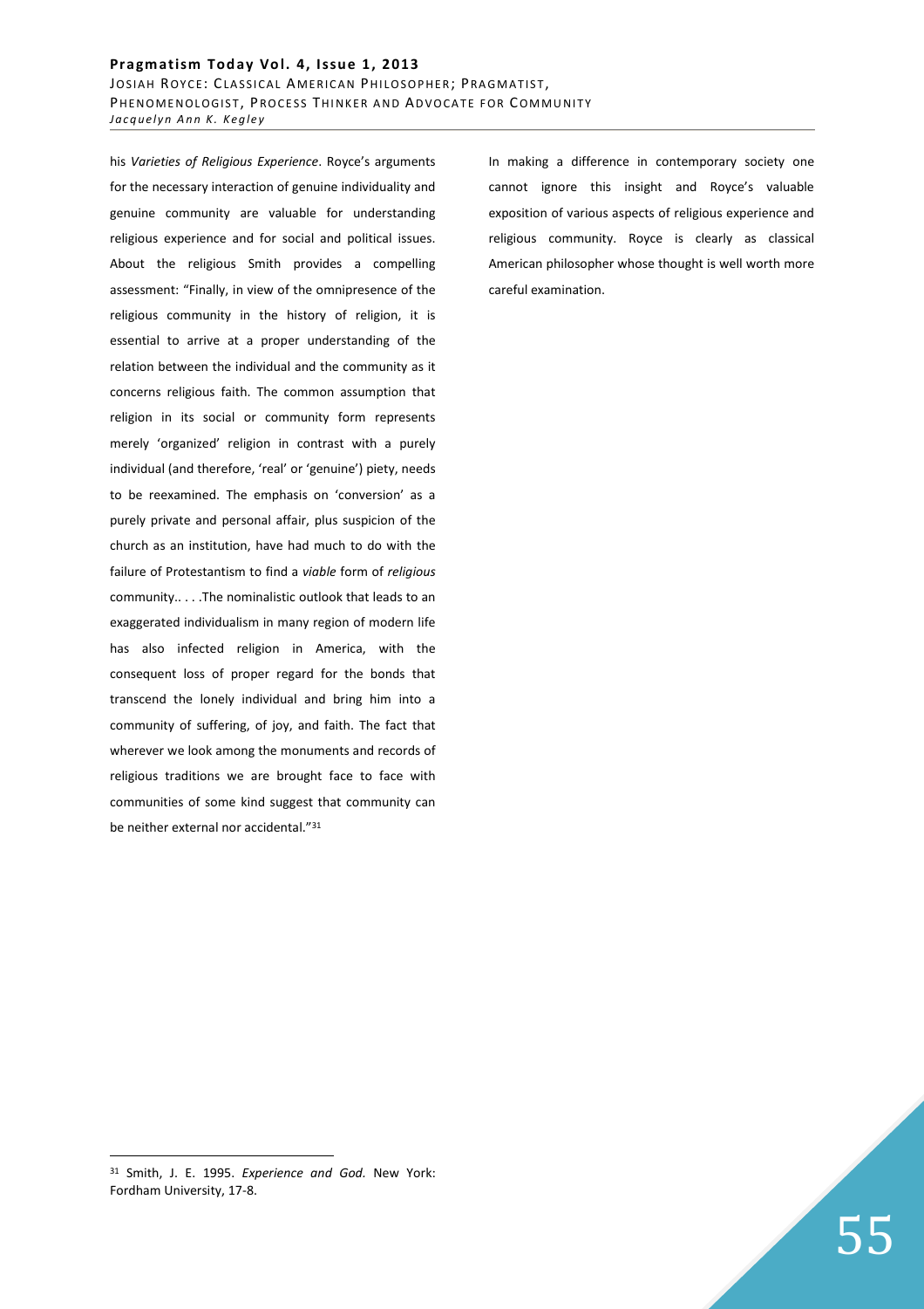his *Varieties of Religious Experience*. Royce's arguments for the necessary interaction of genuine individuality and genuine community are valuable for understanding religious experience and for social and political issues. About the religious Smith provides a compelling assessment: "Finally, in view of the omnipresence of the religious community in the history of religion, it is essential to arrive at a proper understanding of the relation between the individual and the community as it concerns religious faith. The common assumption that religion in its social or community form represents merely 'organized' religion in contrast with a purely individual (and therefore, 'real' or 'genuine') piety, needs to be reexamined. The emphasis on 'conversion' as a purely private and personal affair, plus suspicion of the church as an institution, have had much to do with the failure of Protestantism to find a *viable* form of *religious* community.. . . .The nominalistic outlook that leads to an exaggerated individualism in many region of modern life has also infected religion in America, with the consequent loss of proper regard for the bonds that transcend the lonely individual and bring him into a community of suffering, of joy, and faith. The fact that wherever we look among the monuments and records of religious traditions we are brought face to face with communities of some kind suggest that community can be neither external nor accidental."[31]

In making a difference in contemporary society one cannot ignore this insight and Royce's valuable exposition of various aspects of religious experience and religious community. Royce is clearly as classical American philosopher whose thought is well worth more careful examination.

---

[31] Smith, J. E. 1995. *Experience and God.* New York: Fordham University, 17-8.